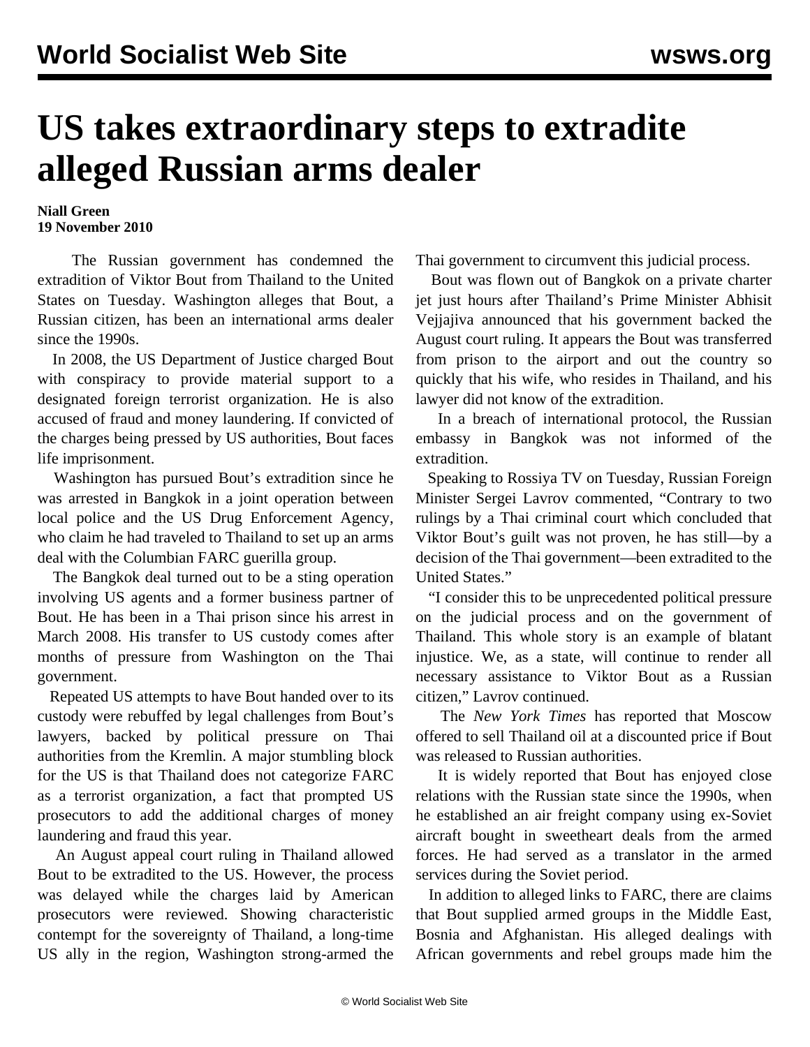# US takes extraordinary steps to extradite alleged Russian arms dealer

**Niall Green**
**19 November 2010**

The Russian government has condemned the extradition of Viktor Bout from Thailand to the United States on Tuesday. Washington alleges that Bout, a Russian citizen, has been an international arms dealer since the 1990s.

In 2008, the US Department of Justice charged Bout with conspiracy to provide material support to a designated foreign terrorist organization. He is also accused of fraud and money laundering. If convicted of the charges being pressed by US authorities, Bout faces life imprisonment.

Washington has pursued Bout's extradition since he was arrested in Bangkok in a joint operation between local police and the US Drug Enforcement Agency, who claim he had traveled to Thailand to set up an arms deal with the Columbian FARC guerilla group.

The Bangkok deal turned out to be a sting operation involving US agents and a former business partner of Bout. He has been in a Thai prison since his arrest in March 2008. His transfer to US custody comes after months of pressure from Washington on the Thai government.

Repeated US attempts to have Bout handed over to its custody were rebuffed by legal challenges from Bout's lawyers, backed by political pressure on Thai authorities from the Kremlin. A major stumbling block for the US is that Thailand does not categorize FARC as a terrorist organization, a fact that prompted US prosecutors to add the additional charges of money laundering and fraud this year.

An August appeal court ruling in Thailand allowed Bout to be extradited to the US. However, the process was delayed while the charges laid by American prosecutors were reviewed. Showing characteristic contempt for the sovereignty of Thailand, a long-time US ally in the region, Washington strong-armed the Thai government to circumvent this judicial process.

Bout was flown out of Bangkok on a private charter jet just hours after Thailand's Prime Minister Abhisit Vejjajiva announced that his government backed the August court ruling. It appears the Bout was transferred from prison to the airport and out the country so quickly that his wife, who resides in Thailand, and his lawyer did not know of the extradition.

In a breach of international protocol, the Russian embassy in Bangkok was not informed of the extradition.

Speaking to Rossiya TV on Tuesday, Russian Foreign Minister Sergei Lavrov commented, "Contrary to two rulings by a Thai criminal court which concluded that Viktor Bout's guilt was not proven, he has still—by a decision of the Thai government—been extradited to the United States."

"I consider this to be unprecedented political pressure on the judicial process and on the government of Thailand. This whole story is an example of blatant injustice. We, as a state, will continue to render all necessary assistance to Viktor Bout as a Russian citizen," Lavrov continued.

The *New York Times* has reported that Moscow offered to sell Thailand oil at a discounted price if Bout was released to Russian authorities.

It is widely reported that Bout has enjoyed close relations with the Russian state since the 1990s, when he established an air freight company using ex-Soviet aircraft bought in sweetheart deals from the armed forces. He had served as a translator in the armed services during the Soviet period.

In addition to alleged links to FARC, there are claims that Bout supplied armed groups in the Middle East, Bosnia and Afghanistan. His alleged dealings with African governments and rebel groups made him the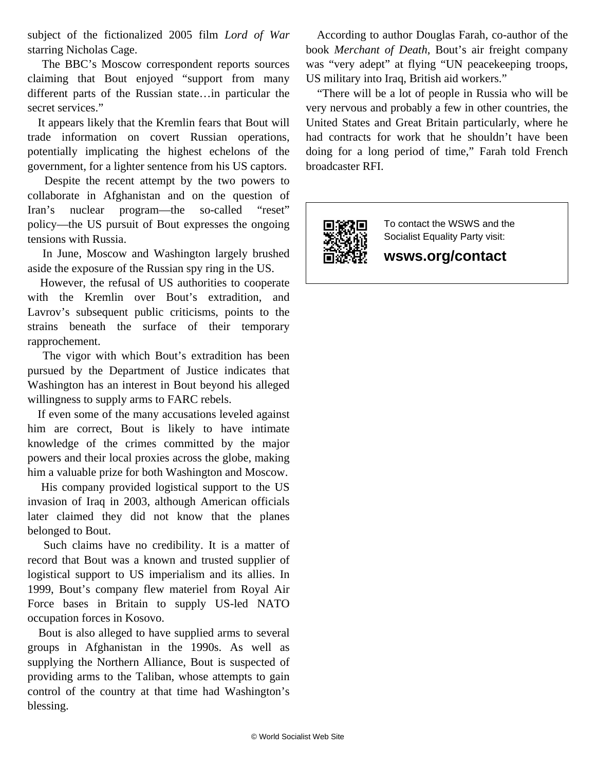subject of the fictionalized 2005 film *Lord of War* starring Nicholas Cage.

The BBC's Moscow correspondent reports sources claiming that Bout enjoyed "support from many different parts of the Russian state…in particular the secret services."

It appears likely that the Kremlin fears that Bout will trade information on covert Russian operations, potentially implicating the highest echelons of the government, for a lighter sentence from his US captors.

Despite the recent attempt by the two powers to collaborate in Afghanistan and on the question of Iran's nuclear program—the so-called "reset" policy—the US pursuit of Bout expresses the ongoing tensions with Russia.

In June, Moscow and Washington largely brushed aside the exposure of the Russian spy ring in the US.

However, the refusal of US authorities to cooperate with the Kremlin over Bout's extradition, and Lavrov's subsequent public criticisms, points to the strains beneath the surface of their temporary rapprochement.

The vigor with which Bout's extradition has been pursued by the Department of Justice indicates that Washington has an interest in Bout beyond his alleged willingness to supply arms to FARC rebels.

If even some of the many accusations leveled against him are correct, Bout is likely to have intimate knowledge of the crimes committed by the major powers and their local proxies across the globe, making him a valuable prize for both Washington and Moscow.

His company provided logistical support to the US invasion of Iraq in 2003, although American officials later claimed they did not know that the planes belonged to Bout.

Such claims have no credibility. It is a matter of record that Bout was a known and trusted supplier of logistical support to US imperialism and its allies. In 1999, Bout's company flew materiel from Royal Air Force bases in Britain to supply US-led NATO occupation forces in Kosovo.

Bout is also alleged to have supplied arms to several groups in Afghanistan in the 1990s. As well as supplying the Northern Alliance, Bout is suspected of providing arms to the Taliban, whose attempts to gain control of the country at that time had Washington's blessing.

According to author Douglas Farah, co-author of the book *Merchant of Death*, Bout's air freight company was "very adept" at flying "UN peacekeeping troops, US military into Iraq, British aid workers."

"There will be a lot of people in Russia who will be very nervous and probably a few in other countries, the United States and Great Britain particularly, where he had contracts for work that he shouldn't have been doing for a long period of time," Farah told French broadcaster RFI.

To contact the WSWS and the Socialist Equality Party visit:

**wsws.org/contact**